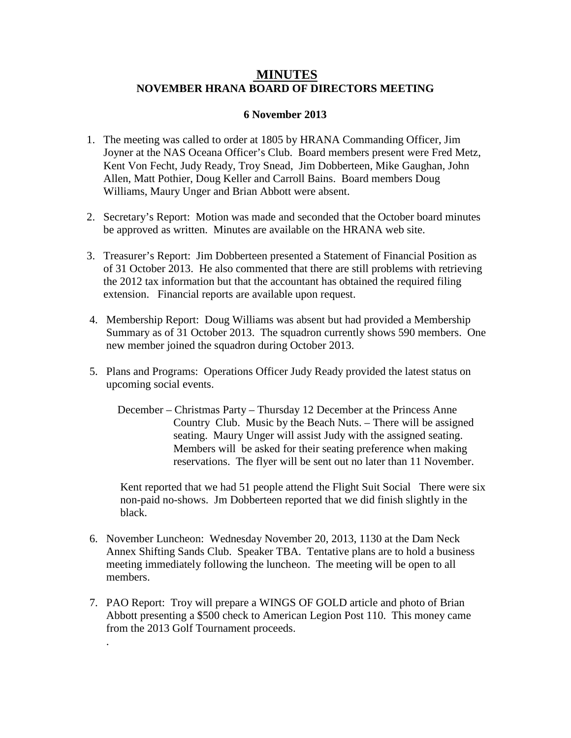# MINUTES

## NOVEMBER HRANA BOARD OF DIRECTORS MEETING

**6 November 2013**

1. The meeting was called to order at 1805 by HRANA Commanding Officer, Jim Joyner at the NAS Oceana Officer's Club. Board members present were Fred Metz, Kent Von Fecht, Judy Ready, Troy Snead, Jim Dobberteen, Mike Gaughan, John Allen, Matt Pothier, Doug Keller and Carroll Bains. Board members Doug Williams, Maury Unger and Brian Abbott were absent.

2. Secretary's Report: Motion was made and seconded that the October board minutes be approved as written. Minutes are available on the HRANA web site.

3. Treasurer's Report: Jim Dobberteen presented a Statement of Financial Position as of 31 October 2013. He also commented that there are still problems with retrieving the 2012 tax information but that the accountant has obtained the required filing extension. Financial reports are available upon request.

4. Membership Report: Doug Williams was absent but had provided a Membership Summary as of 31 October 2013. The squadron currently shows 590 members. One new member joined the squadron during October 2013.

5. Plans and Programs: Operations Officer Judy Ready provided the latest status on upcoming social events.

   December – Christmas Party – Thursday 12 December at the Princess Anne Country Club. Music by the Beach Nuts. – There will be assigned seating. Maury Unger will assist Judy with the assigned seating. Members will be asked for their seating preference when making reservations. The flyer will be sent out no later than 11 November.

   Kent reported that we had 51 people attend the Flight Suit Social There were six non-paid no-shows. Jm Dobberteen reported that we did finish slightly in the black.

6. November Luncheon: Wednesday November 20, 2013, 1130 at the Dam Neck Annex Shifting Sands Club. Speaker TBA. Tentative plans are to hold a business meeting immediately following the luncheon. The meeting will be open to all members.

7. PAO Report: Troy will prepare a WINGS OF GOLD article and photo of Brian Abbott presenting a $500 check to American Legion Post 110. This money came from the 2013 Golf Tournament proceeds.

   .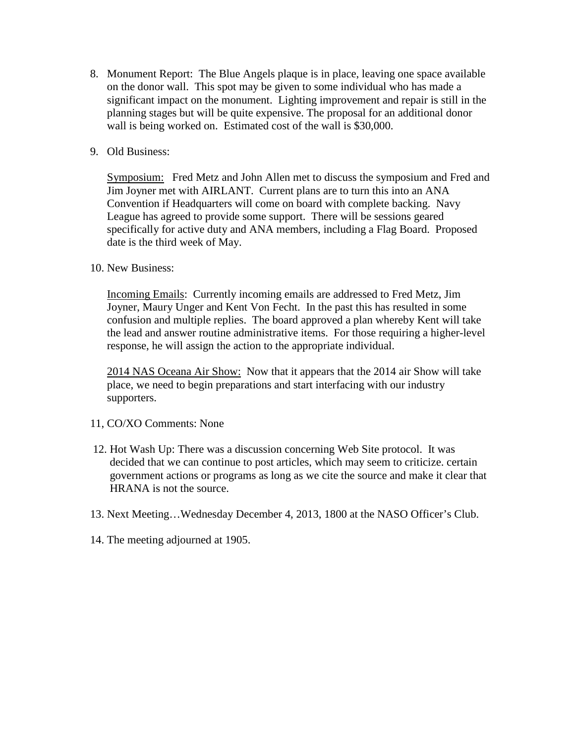8. Monument Report: The Blue Angels plaque is in place, leaving one space available on the donor wall. This spot may be given to some individual who has made a significant impact on the monument. Lighting improvement and repair is still in the planning stages but will be quite expensive. The proposal for an additional donor wall is being worked on. Estimated cost of the wall is $30,000.

9. Old Business:

   <u>Symposium:</u> Fred Metz and John Allen met to discuss the symposium and Fred and Jim Joyner met with AIRLANT. Current plans are to turn this into an ANA Convention if Headquarters will come on board with complete backing. Navy League has agreed to provide some support. There will be sessions geared specifically for active duty and ANA members, including a Flag Board. Proposed date is the third week of May.

10. New Business:

    <u>Incoming Emails</u>: Currently incoming emails are addressed to Fred Metz, Jim Joyner, Maury Unger and Kent Von Fecht. In the past this has resulted in some confusion and multiple replies. The board approved a plan whereby Kent will take the lead and answer routine administrative items. For those requiring a higher-level response, he will assign the action to the appropriate individual.

    <u>2014 NAS Oceana Air Show:</u> Now that it appears that the 2014 air Show will take place, we need to begin preparations and start interfacing with our industry supporters.

11, CO/XO Comments: None

12. Hot Wash Up: There was a discussion concerning Web Site protocol. It was decided that we can continue to post articles, which may seem to criticize. certain government actions or programs as long as we cite the source and make it clear that HRANA is not the source.

13. Next Meeting…Wednesday December 4, 2013, 1800 at the NASO Officer's Club.

14. The meeting adjourned at 1905.